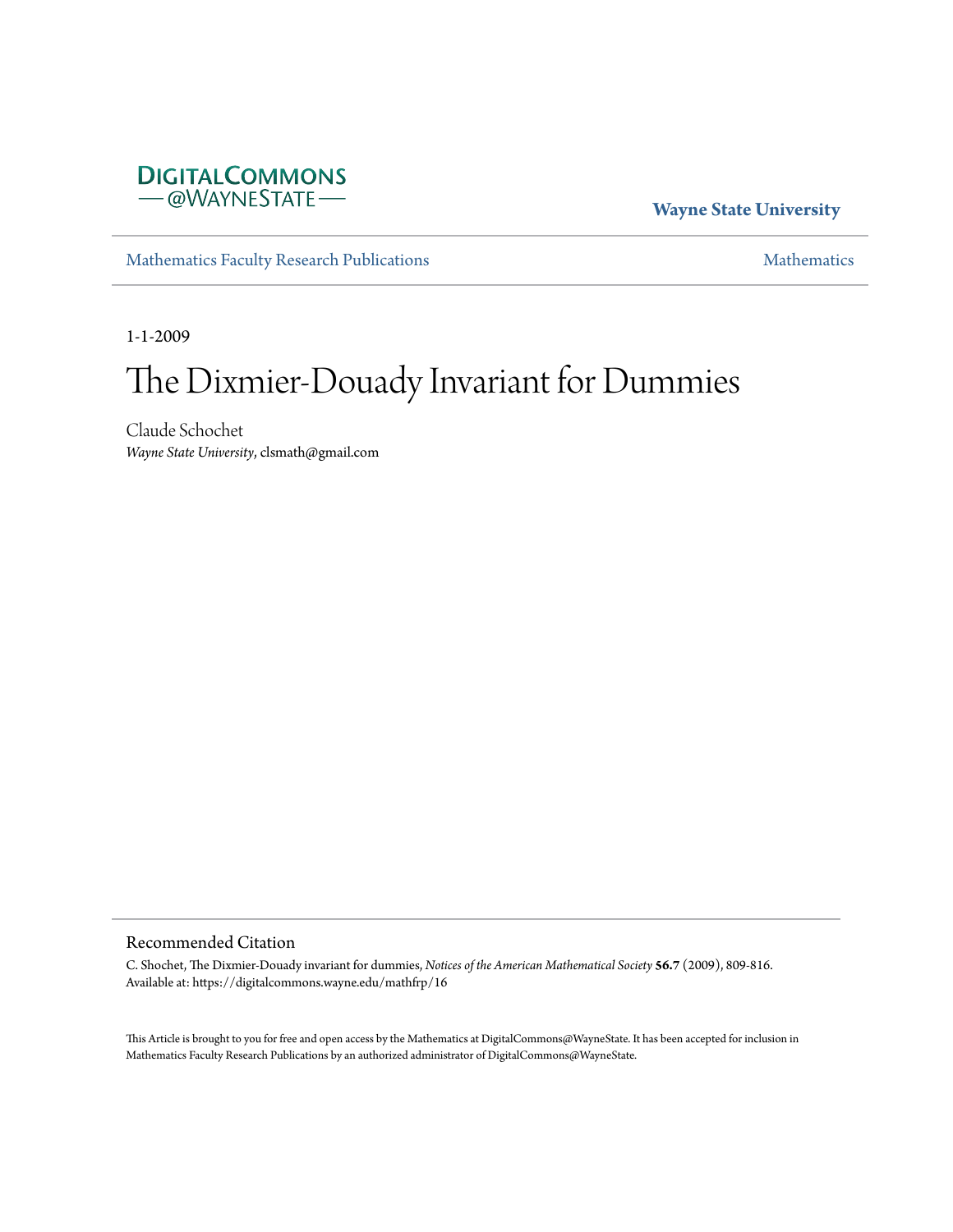DIGITALCOMMONS
— @WAYNESTATE —

**Wayne State University**

Mathematics Faculty Research Publications

Mathematics

1-1-2009

# The Dixmier-Douady Invariant for Dummies

Claude Schochet
*Wayne State University*, clsmath@gmail.com

## Recommended Citation

C. Shochet, The Dixmier-Douady invariant for dummies, *Notices of the American Mathematical Society* **56.7** (2009), 809-816.
Available at: https://digitalcommons.wayne.edu/mathfrp/16

This Article is brought to you for free and open access by the Mathematics at DigitalCommons@WayneState. It has been accepted for inclusion in Mathematics Faculty Research Publications by an authorized administrator of DigitalCommons@WayneState.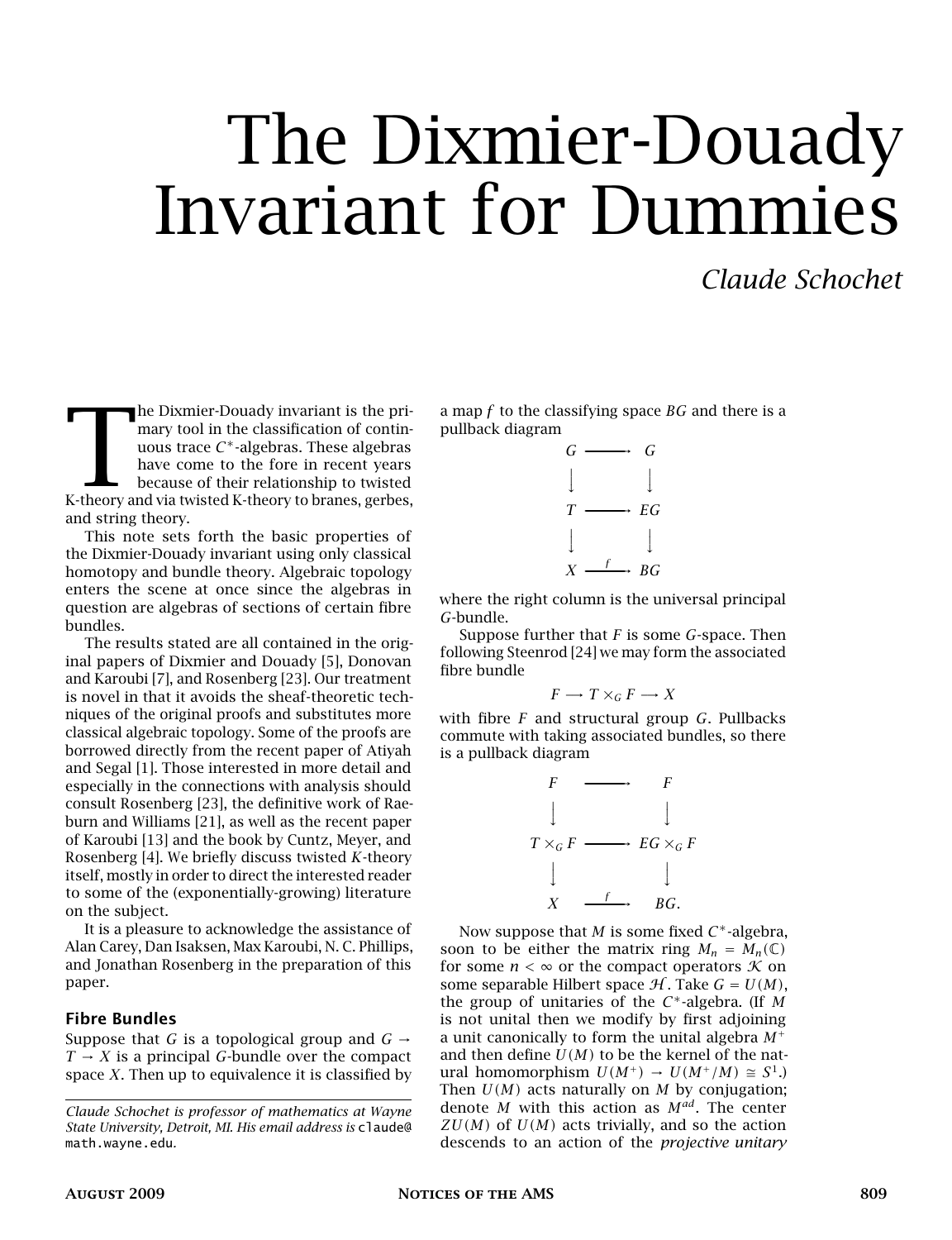# The Dixmier-Douady Invariant for Dummies

*Claude Schochet*

The Dixmier-Douady invariant is the primary tool in the classification of continuous trace $C^*$-algebras. These algebras have come to the fore in recent years because of their relationship to twisted K-theory and via twisted K-theory to branes, gerbes, and string theory.

This note sets forth the basic properties of the Dixmier-Douady invariant using only classical homotopy and bundle theory. Algebraic topology enters the scene at once since the algebras in question are algebras of sections of certain fibre bundles.

The results stated are all contained in the original papers of Dixmier and Douady [5], Donovan and Karoubi [7], and Rosenberg [23]. Our treatment is novel in that it avoids the sheaf-theoretic techniques of the original proofs and substitutes more classical algebraic topology. Some of the proofs are borrowed directly from the recent paper of Atiyah and Segal [1]. Those interested in more detail and especially in the connections with analysis should consult Rosenberg [23], the definitive work of Raeburn and Williams [21], as well as the recent paper of Karoubi [13] and the book by Cuntz, Meyer, and Rosenberg [4]. We briefly discuss twisted $K$-theory itself, mostly in order to direct the interested reader to some of the (exponentially-growing) literature on the subject.

It is a pleasure to acknowledge the assistance of Alan Carey, Dan Isaksen, Max Karoubi, N. C. Phillips, and Jonathan Rosenberg in the preparation of this paper.

*Claude Schochet is professor of mathematics at Wayne State University, Detroit, MI. His email address is claude@math.wayne.edu.*

## Fibre Bundles

Suppose that $G$ is a topological group and $G \to T \to X$ is a principal $G$-bundle over the compact space $X$. Then up to equivalence it is classified by a map $f$ to the classifying space $BG$ and there is a pullback diagram

$$\begin{array}{ccc} G & \longrightarrow & G \\ \downarrow & & \downarrow \\ T & \longrightarrow & EG \\ \downarrow & & \downarrow \\ X & \xrightarrow{f} & BG \end{array}$$

where the right column is the universal principal $G$-bundle.

Suppose further that $F$ is some $G$-space. Then following Steenrod [24] we may form the associated fibre bundle

$$F \longrightarrow T \times_G F \longrightarrow X$$

with fibre $F$ and structural group $G$. Pullbacks commute with taking associated bundles, so there is a pullback diagram

$$\begin{array}{ccc} F & \longrightarrow & F \\ \downarrow & & \downarrow \\ T \times_G F & \longrightarrow & EG \times_G F \\ \downarrow & & \downarrow \\ X & \xrightarrow{f} & BG. \end{array}$$

Now suppose that $M$ is some fixed $C^*$-algebra, soon to be either the matrix ring $M_n = M_n(\mathbb{C})$ for some $n < \infty$ or the compact operators $\mathcal{K}$ on some separable Hilbert space $\mathcal{H}$. Take $G = U(M)$, the group of unitaries of the $C^*$-algebra. (If $M$ is not unital then we modify by first adjoining a unit canonically to form the unital algebra $M^+$ and then define $U(M)$ to be the kernel of the natural homomorphism $U(M^+) \to U(M^+/M) \cong S^1$.) Then $U(M)$ acts naturally on $M$ by conjugation; denote $M$ with this action as $M^{ad}$. The center $ZU(M)$ of $U(M)$ acts trivially, and so the action descends to an action of the *projective unitary*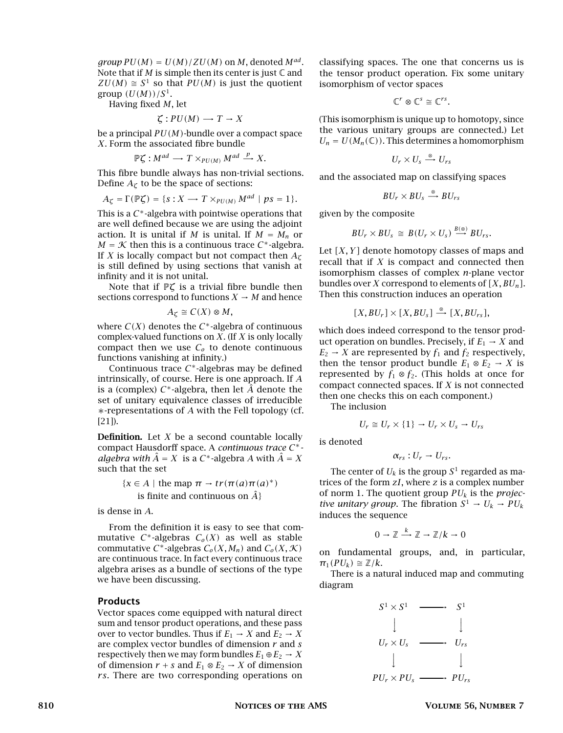*group* $PU(M) = U(M)/ZU(M)$ on $M$, denoted $M^{ad}$. Note that if $M$ is simple then its center is just $\mathbb{C}$ and $ZU(M) \cong S^1$ so that $PU(M)$ is just the quotient group $(U(M))/S^1$.

Having fixed $M$, let

$$\zeta : PU(M) \longrightarrow T \to X$$

be a principal $PU(M)$-bundle over a compact space $X$. Form the associated fibre bundle

$$\mathbb{P}\zeta : M^{ad} \longrightarrow T \times_{PU(M)} M^{ad} \xrightarrow{p} X.$$

This fibre bundle always has non-trivial sections. Define $A_\zeta$ to be the space of sections:

$$A_\zeta = \Gamma(\mathbb{P}\zeta) = \{s : X \longrightarrow T \times_{PU(M)} M^{ad} \mid ps = 1\}.$$

This is a $C^*$-algebra with pointwise operations that are well defined because we are using the adjoint action. It is unital if $M$ is unital. If $M = M_n$ or $M = \mathcal{K}$ then this is a continuous trace $C^*$-algebra. If $X$ is locally compact but not compact then $A_\zeta$ is still defined by using sections that vanish at infinity and it is not unital.

Note that if $\mathbb{P}\zeta$ is a trivial fibre bundle then sections correspond to functions $X \to M$ and hence

$$A_\zeta \cong C(X) \otimes M,$$

where $C(X)$ denotes the $C^*$-algebra of continuous complex-valued functions on $X$. (If $X$ is only locally compact then we use $C_o$ to denote continuous functions vanishing at infinity.)

Continuous trace $C^*$-algebras may be defined intrinsically, of course. Here is one approach. If $A$ is a (complex) $C^*$-algebra, then let $\hat{A}$ denote the set of unitary equivalence classes of irreducible $*$-representations of $A$ with the Fell topology (cf. [21]).

**Definition.** Let $X$ be a second countable locally compact Hausdorff space. A *continuous trace $C^*$-algebra with $\hat{A} = X$* is a $C^*$-algebra $A$ with $\hat{A} = X$ such that the set

$$\{x \in A \mid \text{the map } \pi \to tr(\pi(a)\pi(a)^*) \text{ is finite and continuous on } \hat{A}\}$$

is dense in $A$.

From the definition it is easy to see that commutative $C^*$-algebras $C_o(X)$ as well as stable commutative $C^*$-algebras $C_o(X, M_n)$ and $C_o(X, \mathcal{K})$ are continuous trace. In fact every continuous trace algebra arises as a bundle of sections of the type we have been discussing.

## Products

Vector spaces come equipped with natural direct sum and tensor product operations, and these pass over to vector bundles. Thus if $E_1 \to X$ and $E_2 \to X$ are complex vector bundles of dimension $r$ and $s$ respectively then we may form bundles $E_1 \oplus E_2 \to X$ of dimension $r + s$ and $E_1 \otimes E_2 \to X$ of dimension $rs$. There are two corresponding operations on classifying spaces. The one that concerns us is the tensor product operation. Fix some unitary isomorphism of vector spaces

$$\mathbb{C}^r \otimes \mathbb{C}^s \cong \mathbb{C}^{rs}.$$

(This isomorphism is unique up to homotopy, since the various unitary groups are connected.) Let $U_n = U(M_n(\mathbb{C}))$. This determines a homomorphism

$$U_r \times U_s \xrightarrow{\otimes} U_{rs}$$

and the associated map on classifying spaces

$$BU_r \times BU_s \xrightarrow{\otimes} BU_{rs}$$

given by the composite

$$BU_r \times BU_s \cong B(U_r \times U_s) \xrightarrow{B(\otimes)} BU_{rs}.$$

Let $[X, Y]$ denote homotopy classes of maps and recall that if $X$ is compact and connected then isomorphism classes of complex $n$-plane vector bundles over $X$ correspond to elements of $[X, BU_n]$. Then this construction induces an operation

$$[X, BU_r] \times [X, BU_s] \xrightarrow{\otimes} [X, BU_{rs}],$$

which does indeed correspond to the tensor product operation on bundles. Precisely, if $E_1 \to X$ and $E_2 \to X$ are represented by $f_1$ and $f_2$ respectively, then the tensor product bundle $E_1 \otimes E_2 \to X$ is represented by $f_1 \otimes f_2$. (This holds at once for compact connected spaces. If $X$ is not connected then one checks this on each component.)

The inclusion

$$U_r \cong U_r \times \{1\} \to U_r \times U_s \to U_{rs}$$

is denoted

$$\alpha_{rs} : U_r \to U_{rs}.$$

The center of $U_k$ is the group $S^1$ regarded as matrices of the form $zI$, where $z$ is a complex number of norm 1. The quotient group $PU_k$ is the *projective unitary group*. The fibration $S^1 \to U_k \to PU_k$ induces the sequence

$$0 \to \mathbb{Z} \xrightarrow{k} \mathbb{Z} \to \mathbb{Z}/k \to 0$$

on fundamental groups, and, in particular, $\pi_1(PU_k) \cong \mathbb{Z}/k$.

There is a natural induced map and commuting diagram

$$\begin{array}{ccc}
S^1 \times S^1 & \longrightarrow & S^1 \\
\downarrow & & \downarrow \\
U_r \times U_s & \longrightarrow & U_{rs} \\
\downarrow & & \downarrow \\
PU_r \times PU_s & \longrightarrow & PU_{rs}
\end{array}$$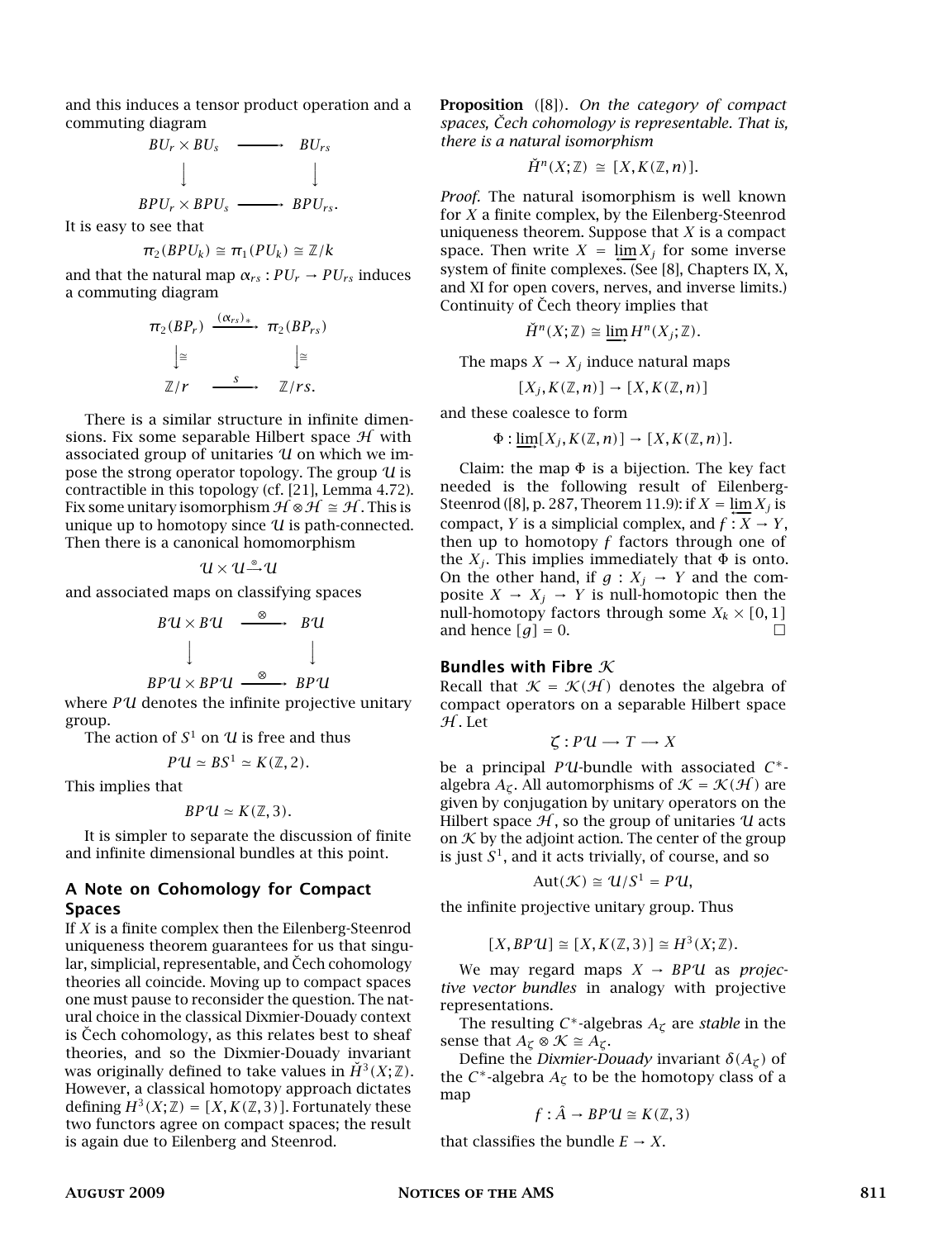and this induces a tensor product operation and a commuting diagram

$$\begin{array}{ccc} BU_r \times BU_s & \longrightarrow & BU_{rs} \\ \downarrow & & \downarrow \\ BPU_r \times BPU_s & \longrightarrow & BPU_{rs}. \end{array}$$

It is easy to see that

$$\pi_2(BPU_k) \cong \pi_1(PU_k) \cong \mathbb{Z}/k$$

and that the natural map $\alpha_{rs} : PU_r \to PU_{rs}$ induces a commuting diagram

$$\begin{array}{ccc} \pi_2(BP_r) & \xrightarrow{(\alpha_{rs})_*} & \pi_2(BP_{rs}) \\ \downarrow\cong & & \downarrow\cong \\ \mathbb{Z}/r & \xrightarrow{s} & \mathbb{Z}/rs. \end{array}$$

There is a similar structure in infinite dimensions. Fix some separable Hilbert space $\mathcal{H}$ with associated group of unitaries $\mathcal{U}$ on which we impose the strong operator topology. The group $\mathcal{U}$ is contractible in this topology (cf. [21], Lemma 4.72). Fix some unitary isomorphism $\mathcal{H} \otimes \mathcal{H} \cong \mathcal{H}$. This is unique up to homotopy since $\mathcal{U}$ is path-connected. Then there is a canonical homomorphism

$$\mathcal{U} \times \mathcal{U} \xrightarrow{\otimes} \mathcal{U}$$

and associated maps on classifying spaces

$$\begin{array}{ccc} B\mathcal{U} \times B\mathcal{U} & \xrightarrow{\otimes} & B\mathcal{U} \\ \downarrow & & \downarrow \\ BP\mathcal{U} \times BP\mathcal{U} & \xrightarrow{\otimes} & BP\mathcal{U} \end{array}$$

where $P\mathcal{U}$ denotes the infinite projective unitary group.

The action of $S^1$ on $\mathcal{U}$ is free and thus

$$P\mathcal{U} \simeq BS^1 \simeq K(\mathbb{Z}, 2).$$

This implies that

$$BP\mathcal{U} \simeq K(\mathbb{Z}, 3).$$

It is simpler to separate the discussion of finite and infinite dimensional bundles at this point.

### A Note on Cohomology for Compact Spaces

If $X$ is a finite complex then the Eilenberg-Steenrod uniqueness theorem guarantees for us that singular, simplicial, representable, and Čech cohomology theories all coincide. Moving up to compact spaces one must pause to reconsider the question. The natural choice in the classical Dixmier-Douady context is Čech cohomology, as this relates best to sheaf theories, and so the Dixmier-Douady invariant was originally defined to take values in $\check{H}^3(X;\mathbb{Z})$. However, a classical homotopy approach dictates defining $H^3(X;\mathbb{Z}) = [X, K(\mathbb{Z}, 3)]$. Fortunately these two functors agree on compact spaces; the result is again due to Eilenberg and Steenrod.

**Proposition** ([8]). *On the category of compact spaces, Čech cohomology is representable. That is, there is a natural isomorphism*

$$\check{H}^n(X;\mathbb{Z}) \cong [X, K(\mathbb{Z}, n)].$$

*Proof.* The natural isomorphism is well known for $X$ a finite complex, by the Eilenberg-Steenrod uniqueness theorem. Suppose that $X$ is a compact space. Then write $X = \varprojlim X_j$ for some inverse system of finite complexes. (See [8], Chapters IX, X, and XI for open covers, nerves, and inverse limits.) Continuity of Čech theory implies that

$$\check{H}^n(X;\mathbb{Z}) \cong \varinjlim H^n(X_j;\mathbb{Z}).$$

The maps $X \to X_j$ induce natural maps

$$[X_j, K(\mathbb{Z}, n)] \to [X, K(\mathbb{Z}, n)]$$

and these coalesce to form

$$\Phi : \varinjlim [X_j, K(\mathbb{Z}, n)] \to [X, K(\mathbb{Z}, n)].$$

Claim: the map $\Phi$ is a bijection. The key fact needed is the following result of Eilenberg-Steenrod ([8], p. 287, Theorem 11.9): if $X = \varprojlim X_j$ is compact, $Y$ is a simplicial complex, and $f : X \to Y$, then up to homotopy $f$ factors through one of the $X_j$. This implies immediately that $\Phi$ is onto. On the other hand, if $g : X_j \to Y$ and the composite $X \to X_j \to Y$ is null-homotopic then the null-homotopy factors through some $X_k \times [0, 1]$ and hence $[g] = 0$. □

### Bundles with Fibre $\mathcal{K}$

Recall that $\mathcal{K} = \mathcal{K}(\mathcal{H})$ denotes the algebra of compact operators on a separable Hilbert space $\mathcal{H}$. Let

$$\zeta : P\mathcal{U} \longrightarrow T \longrightarrow X$$

be a principal $P\mathcal{U}$-bundle with associated $C^*$-algebra $A_\zeta$. All automorphisms of $\mathcal{K} = \mathcal{K}(\mathcal{H})$ are given by conjugation by unitary operators on the Hilbert space $\mathcal{H}$, so the group of unitaries $\mathcal{U}$ acts on $\mathcal{K}$ by the adjoint action. The center of the group is just $S^1$, and it acts trivially, of course, and so

$$\mathrm{Aut}(\mathcal{K}) \cong \mathcal{U}/S^1 = P\mathcal{U},$$

the infinite projective unitary group. Thus

$$[X, BP\mathcal{U}] \cong [X, K(\mathbb{Z}, 3)] \cong H^3(X;\mathbb{Z}).$$

We may regard maps $X \to BP\mathcal{U}$ as *projective vector bundles* in analogy with projective representations.

The resulting $C^*$-algebras $A_\zeta$ are *stable* in the sense that $A_\zeta \otimes \mathcal{K} \cong A_\zeta$.

Define the *Dixmier-Douady* invariant $\delta(A_\zeta)$ of the $C^*$-algebra $A_\zeta$ to be the homotopy class of a map

$$f : \hat{A} \to BP\mathcal{U} \cong K(\mathbb{Z}, 3)$$

that classifies the bundle $E \to X$.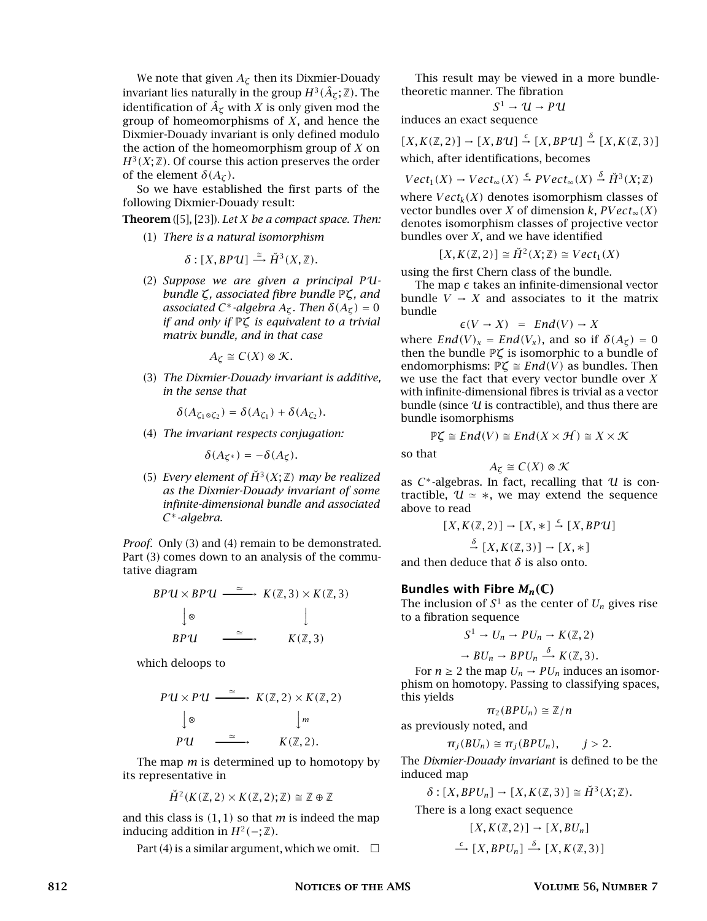We note that given $A_\zeta$ then its Dixmier-Douady invariant lies naturally in the group $H^3(\hat{A}_\zeta;\mathbb{Z})$. The identification of $\hat{A}_\zeta$ with $X$ is only given mod the group of homeomorphisms of $X$, and hence the Dixmier-Douady invariant is only defined modulo the action of the homeomorphism group of $X$ on $H^3(X;\mathbb{Z})$. Of course this action preserves the order of the element $\delta(A_\zeta)$.

So we have established the first parts of the following Dixmier-Douady result:

**Theorem** ([5], [23]). *Let $X$ be a compact space. Then:*

1. *There is a natural isomorphism*
$$\delta : [X, BP\mathcal{U}] \xrightarrow{\cong} \check{H}^3(X,\mathbb{Z}).$$
2. *Suppose we are given a principal $P\mathcal{U}$-bundle $\zeta$, associated fibre bundle $\mathbb{P}\zeta$, and associated $C^*$-algebra $A_\zeta$. Then $\delta(A_\zeta) = 0$ if and only if $\mathbb{P}\zeta$ is equivalent to a trivial matrix bundle, and in that case*
$$A_\zeta \cong C(X) \otimes \mathcal{K}.$$
3. *The Dixmier-Douady invariant is additive, in the sense that*
$$\delta(A_{\zeta_1 \otimes \zeta_2}) = \delta(A_{\zeta_1}) + \delta(A_{\zeta_2}).$$
4. *The invariant respects conjugation:*
$$\delta(A_{\zeta^*}) = -\delta(A_\zeta).$$
5. *Every element of $\check{H}^3(X;\mathbb{Z})$ may be realized as the Dixmier-Douady invariant of some infinite-dimensional bundle and associated $C^*$-algebra.*

*Proof.* Only (3) and (4) remain to be demonstrated. Part (3) comes down to an analysis of the commutative diagram

$$\begin{array}{ccc} BP\mathcal{U} \times BP\mathcal{U} & \xrightarrow{\simeq} & K(\mathbb{Z},3) \times K(\mathbb{Z},3) \\ \downarrow \otimes & & \downarrow \\ BP\mathcal{U} & \xrightarrow{\simeq} & K(\mathbb{Z},3) \end{array}$$

which deloops to

$$\begin{array}{ccc} P\mathcal{U} \times P\mathcal{U} & \xrightarrow{\simeq} & K(\mathbb{Z},2) \times K(\mathbb{Z},2) \\ \downarrow \otimes & & \downarrow m \\ P\mathcal{U} & \xrightarrow{\simeq} & K(\mathbb{Z},2). \end{array}$$

The map $m$ is determined up to homotopy by its representative in

$$\check{H}^2(K(\mathbb{Z},2) \times K(\mathbb{Z},2);\mathbb{Z}) \cong \mathbb{Z} \oplus \mathbb{Z}$$

and this class is $(1,1)$ so that $m$ is indeed the map inducing addition in $H^2(-;\mathbb{Z})$.

Part (4) is a similar argument, which we omit. □

This result may be viewed in a more bundle-theoretic manner. The fibration

$$S^1 \to \mathcal{U} \to P\mathcal{U}$$

induces an exact sequence

$$[X, K(\mathbb{Z},2)] \to [X, B\mathcal{U}] \xrightarrow{\epsilon} [X, BP\mathcal{U}] \xrightarrow{\delta} [X, K(\mathbb{Z},3)]$$

which, after identifications, becomes

$$Vect_1(X) \to Vect_\infty(X) \xrightarrow{\epsilon} PVect_\infty(X) \xrightarrow{\delta} \check{H}^3(X;\mathbb{Z})$$

where $Vect_k(X)$ denotes isomorphism classes of vector bundles over $X$ of dimension $k$, $PVect_\infty(X)$ denotes isomorphism classes of projective vector bundles over $X$, and we have identified

$$[X, K(\mathbb{Z},2)] \cong \check{H}^2(X;\mathbb{Z}) \cong Vect_1(X)$$

using the first Chern class of the bundle.

The map $\epsilon$ takes an infinite-dimensional vector bundle $V \to X$ and associates to it the matrix bundle

$$\epsilon(V \to X) \;=\; End(V) \to X$$

where $End(V)_x = End(V_x)$, and so if $\delta(A_\zeta) = 0$ then the bundle $\mathbb{P}\zeta$ is isomorphic to a bundle of endomorphisms: $\mathbb{P}\zeta \cong End(V)$ as bundles. Then we use the fact that every vector bundle over $X$ with infinite-dimensional fibres is trivial as a vector bundle (since $\mathcal{U}$ is contractible), and thus there are bundle isomorphisms

$$\mathbb{P}\zeta \cong End(V) \cong End(X \times \mathcal{H}) \cong X \times \mathcal{K}$$

so that

$$A_\zeta \cong C(X) \otimes \mathcal{K}$$

as $C^*$-algebras. In fact, recalling that $\mathcal{U}$ is contractible, $\mathcal{U} \simeq *$, we may extend the sequence above to read

$$[X, K(\mathbb{Z},2)] \to [X, *] \xrightarrow{\epsilon} [X, BP\mathcal{U}]$$
$$\xrightarrow{\delta} [X, K(\mathbb{Z},3)] \to [X, *]$$

and then deduce that $\delta$ is also onto.

### Bundles with Fibre $M_n(\mathbb{C})$

The inclusion of $S^1$ as the center of $U_n$ gives rise to a fibration sequence

$$S^1 \to U_n \to PU_n \to K(\mathbb{Z},2)$$
$$\to BU_n \to BPU_n \xrightarrow{\delta} K(\mathbb{Z},3).$$

For $n \geq 2$ the map $U_n \to PU_n$ induces an isomorphism on homotopy. Passing to classifying spaces, this yields

$$\pi_2(BPU_n) \cong \mathbb{Z}/n$$

as previously noted, and

$$\pi_j(BU_n) \cong \pi_j(BPU_n), \qquad j > 2.$$

The *Dixmier-Douady invariant* is defined to be the induced map

$$\delta : [X, BPU_n] \to [X, K(\mathbb{Z},3)] \cong \check{H}^3(X;\mathbb{Z}).$$

There is a long exact sequence

$$[X, K(\mathbb{Z},2)] \to [X, BU_n]$$
$$\xrightarrow{\epsilon} [X, BPU_n] \xrightarrow{\delta} [X, K(\mathbb{Z},3)]$$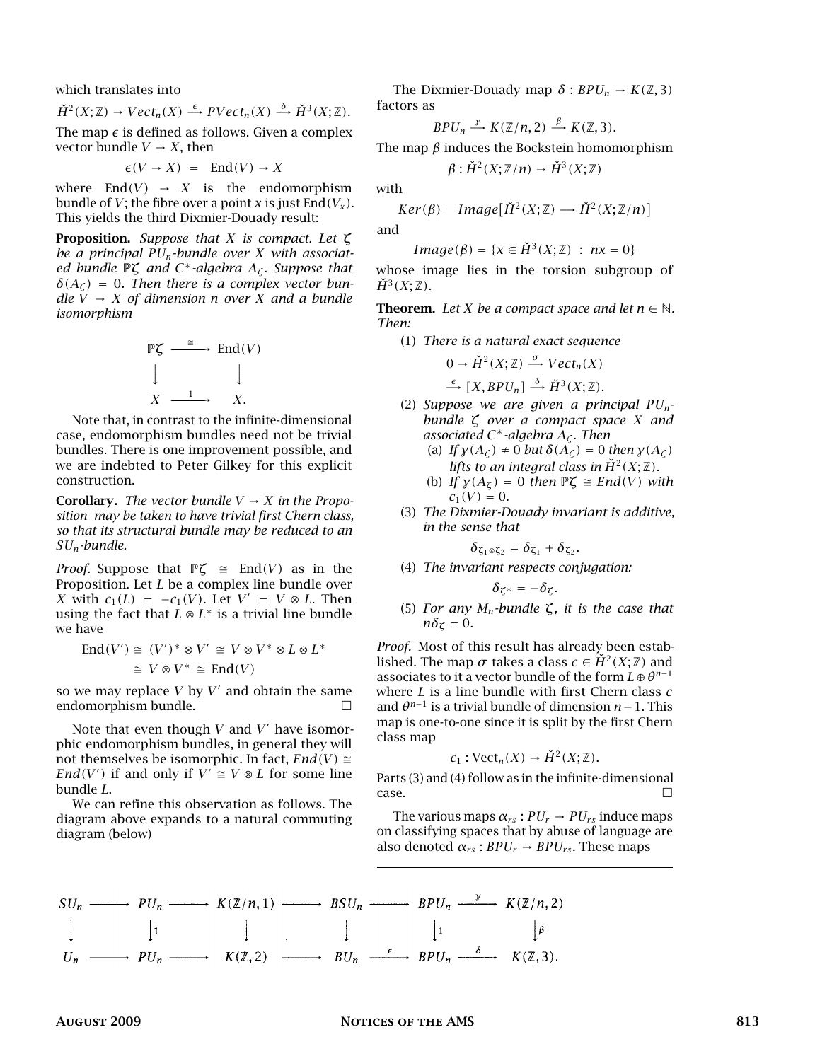which translates into

$$\check{H}^2(X;\mathbb{Z}) \to Vect_n(X) \xrightarrow{\epsilon} PVect_n(X) \xrightarrow{\delta} \check{H}^3(X;\mathbb{Z}).$$

The map $\epsilon$ is defined as follows. Given a complex vector bundle $V \to X$, then

$$\epsilon(V \to X) \;=\; \mathrm{End}(V) \to X$$

where $\mathrm{End}(V) \to X$ is the endomorphism bundle of $V$; the fibre over a point $x$ is just $\mathrm{End}(V_x)$. This yields the third Dixmier-Douady result:

**Proposition.** *Suppose that $X$ is compact. Let $\zeta$ be a principal $PU_n$-bundle over $X$ with associated bundle $\mathbb{P}\zeta$ and $C^*$-algebra $A_\zeta$. Suppose that $\delta(A_\zeta) = 0$. Then there is a complex vector bundle $V \to X$ of dimension $n$ over $X$ and a bundle isomorphism*

$$\begin{array}{ccc} \mathbb{P}\zeta & \xrightarrow{\cong} & \mathrm{End}(V) \\ \downarrow & & \downarrow \\ X & \xrightarrow{1} & X. \end{array}$$

Note that, in contrast to the infinite-dimensional case, endomorphism bundles need not be trivial bundles. There is one improvement possible, and we are indebted to Peter Gilkey for this explicit construction.

**Corollary.** *The vector bundle $V \to X$ in the Proposition may be taken to have trivial first Chern class, so that its structural bundle may be reduced to an $SU_n$-bundle.*

*Proof.* Suppose that $\mathbb{P}\zeta \cong \mathrm{End}(V)$ as in the Proposition. Let $L$ be a complex line bundle over $X$ with $c_1(L) = -c_1(V)$. Let $V' = V \otimes L$. Then using the fact that $L \otimes L^*$ is a trivial line bundle we have

$$\begin{aligned} \mathrm{End}(V') &\cong (V')^* \otimes V' \cong V \otimes V^* \otimes L \otimes L^* \\ &\cong V \otimes V^* \cong \mathrm{End}(V) \end{aligned}$$

so we may replace $V$ by $V'$ and obtain the same endomorphism bundle. □

Note that even though $V$ and $V'$ have isomorphic endomorphism bundles, in general they will not themselves be isomorphic. In fact, $End(V) \cong End(V')$ if and only if $V' \cong V \otimes L$ for some line bundle $L$.

We can refine this observation as follows. The diagram above expands to a natural commuting diagram (below)

The Dixmier-Douady map $\delta : BPU_n \to K(\mathbb{Z}, 3)$ factors as

$$BPU_n \xrightarrow{\gamma} K(\mathbb{Z}/n, 2) \xrightarrow{\beta} K(\mathbb{Z}, 3).$$

The map $\beta$ induces the Bockstein homomorphism

$$\beta : \check{H}^2(X;\mathbb{Z}/n) \to \check{H}^3(X;\mathbb{Z})$$

with

$$Ker(\beta) = Image\big[\check{H}^2(X;\mathbb{Z}) \longrightarrow \check{H}^2(X;\mathbb{Z}/n)\big]$$

and

$$Image(\beta) = \{x \in \check{H}^3(X;\mathbb{Z}) \;:\; nx = 0\}$$

whose image lies in the torsion subgroup of $\check{H}^3(X;\mathbb{Z})$.

**Theorem.** *Let $X$ be a compact space and let $n \in \mathbb{N}$. Then:*

1. *There is a natural exact sequence*
$$0 \to \check{H}^2(X;\mathbb{Z}) \xrightarrow{\sigma} Vect_n(X) \xrightarrow{\epsilon} [X, BPU_n] \xrightarrow{\delta} \check{H}^3(X;\mathbb{Z}).$$
2. *Suppose we are given a principal $PU_n$-bundle $\zeta$ over a compact space $X$ and associated $C^*$-algebra $A_\zeta$. Then*
   - (a) *If $\gamma(A_\zeta) \neq 0$ but $\delta(A_\zeta) = 0$ then $\gamma(A_\zeta)$ lifts to an integral class in $\check{H}^2(X;\mathbb{Z})$.*
   - (b) *If $\gamma(A_\zeta) = 0$ then $\mathbb{P}\zeta \cong End(V)$ with $c_1(V) = 0$.*
3. *The Dixmier-Douady invariant is additive, in the sense that*
$$\delta_{\zeta_1 \otimes \zeta_2} = \delta_{\zeta_1} + \delta_{\zeta_2}.$$
4. *The invariant respects conjugation:*
$$\delta_{\zeta^*} = -\delta_\zeta.$$
5. *For any $M_n$-bundle $\zeta$, it is the case that $n\delta_\zeta = 0$.*

*Proof.* Most of this result has already been established. The map $\sigma$ takes a class $c \in \check{H}^2(X;\mathbb{Z})$ and associates to it a vector bundle of the form $L \oplus \theta^{n-1}$ where $L$ is a line bundle with first Chern class $c$ and $\theta^{n-1}$ is a trivial bundle of dimension $n-1$. This map is one-to-one since it is split by the first Chern class map

$$c_1 : \mathrm{Vect}_n(X) \to \check{H}^2(X;\mathbb{Z}).$$

Parts (3) and (4) follow as in the infinite-dimensional case. □

The various maps $\alpha_{rs} : PU_r \to PU_{rs}$ induce maps on classifying spaces that by abuse of language are also denoted $\alpha_{rs} : BPU_r \to BPU_{rs}$. These maps

$$\begin{array}{ccccccccccc} SU_n & \longrightarrow & PU_n & \longrightarrow & K(\mathbb{Z}/n,1) & \longrightarrow & BSU_n & \longrightarrow & BPU_n & \xrightarrow{\gamma} & K(\mathbb{Z}/n,2) \\ \downarrow & & \downarrow{\scriptstyle 1} & & \downarrow & & \downarrow & & \downarrow{\scriptstyle 1} & & \downarrow{\scriptstyle \beta} \\ U_n & \longrightarrow & PU_n & \longrightarrow & K(\mathbb{Z},2) & \longrightarrow & BU_n & \xrightarrow{\epsilon} & BPU_n & \xrightarrow{\delta} & K(\mathbb{Z},3). \end{array}$$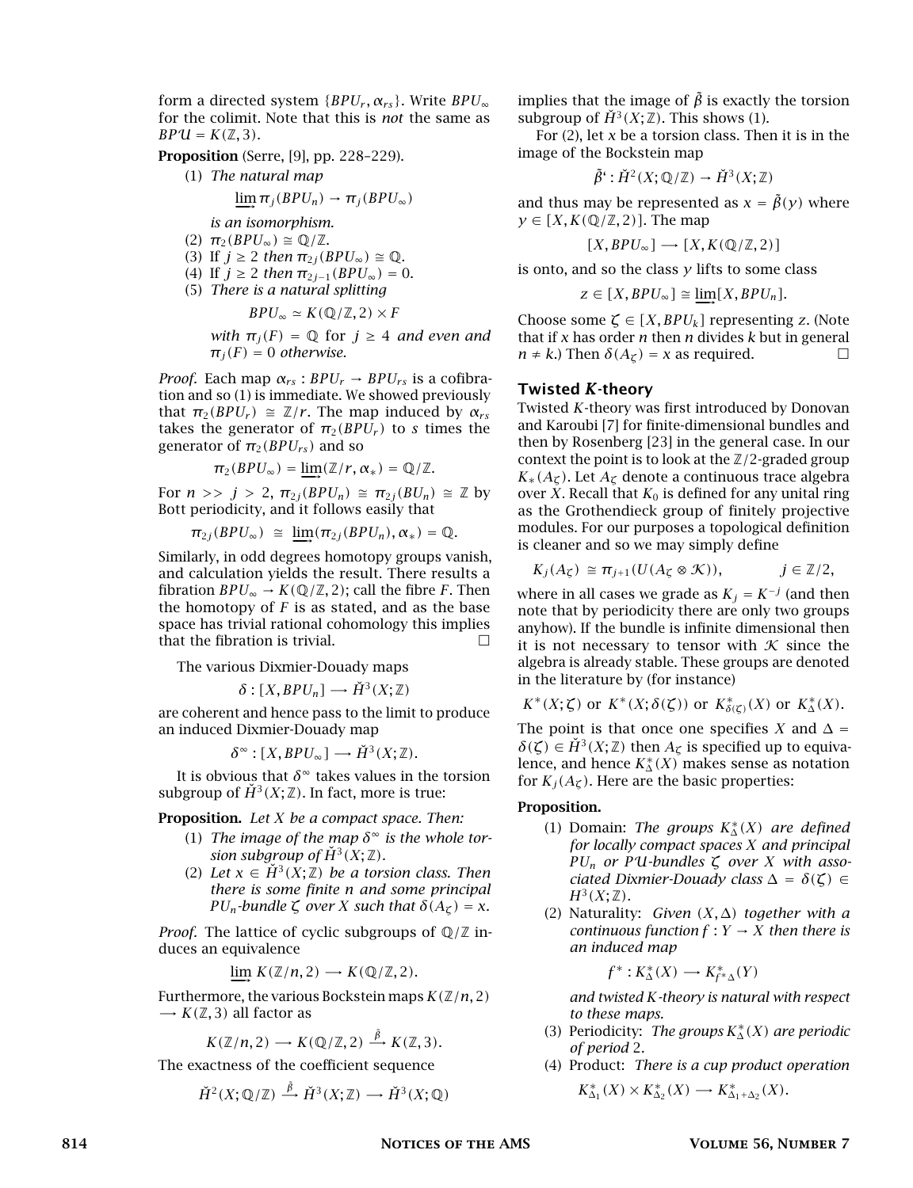form a directed system $\{BPU_r, \alpha_{rs}\}$. Write $BPU_\infty$ for the colimit. Note that this is *not* the same as $BP\mathcal{U} = K(\mathbb{Z}, 3)$.

**Proposition** (Serre, [9], pp. 228–229).

1. *The natural map*
$$\varinjlim \pi_j(BPU_n) \to \pi_j(BPU_\infty)$$
*is an isomorphism.*
2. $\pi_2(BPU_\infty) \cong \mathbb{Q}/\mathbb{Z}$.
3. *If* $j \geq 2$ *then* $\pi_{2j}(BPU_\infty) \cong \mathbb{Q}$.
4. *If* $j \geq 2$ *then* $\pi_{2j-1}(BPU_\infty) = 0$.
5. *There is a natural splitting*
$$BPU_\infty \simeq K(\mathbb{Q}/\mathbb{Z}, 2) \times F$$
*with* $\pi_j(F) = \mathbb{Q}$ *for* $j \geq 4$ *and even and* $\pi_j(F) = 0$ *otherwise.*

*Proof.* Each map $\alpha_{rs} : BPU_r \to BPU_{rs}$ is a cofibration and so (1) is immediate. We showed previously that $\pi_2(BPU_r) \cong \mathbb{Z}/r$. The map induced by $\alpha_{rs}$ takes the generator of $\pi_2(BPU_r)$ to $s$ times the generator of $\pi_2(BPU_{rs})$ and so
$$\pi_2(BPU_\infty) = \varinjlim(\mathbb{Z}/r, \alpha_*) = \mathbb{Q}/\mathbb{Z}.$$
For $n >> j > 2$, $\pi_{2j}(BPU_n) \cong \pi_{2j}(BU_n) \cong \mathbb{Z}$ by Bott periodicity, and it follows easily that
$$\pi_{2j}(BPU_\infty) \cong \varinjlim(\pi_{2j}(BPU_n), \alpha_*) = \mathbb{Q}.$$
Similarly, in odd degrees homotopy groups vanish, and calculation yields the result. There results a fibration $BPU_\infty \to K(\mathbb{Q}/\mathbb{Z}, 2)$; call the fibre $F$. Then the homotopy of $F$ is as stated, and as the base space has trivial rational cohomology this implies that the fibration is trivial. □

The various Dixmier-Douady maps
$$\delta : [X, BPU_n] \longrightarrow \check{H}^3(X; \mathbb{Z})$$
are coherent and hence pass to the limit to produce an induced Dixmier-Douady map
$$\delta^\infty : [X, BPU_\infty] \longrightarrow \check{H}^3(X; \mathbb{Z}).$$

It is obvious that $\delta^\infty$ takes values in the torsion subgroup of $\check{H}^3(X; \mathbb{Z})$. In fact, more is true:

**Proposition.** *Let X be a compact space. Then:*

1. *The image of the map* $\delta^\infty$ *is the whole torsion subgroup of* $\check{H}^3(X; \mathbb{Z})$.
2. *Let* $x \in \check{H}^3(X; \mathbb{Z})$ *be a torsion class. Then there is some finite n and some principal* $PU_n$*-bundle* $\zeta$ *over X such that* $\delta(A_\zeta) = x$.

*Proof.* The lattice of cyclic subgroups of $\mathbb{Q}/\mathbb{Z}$ induces an equivalence
$$\varinjlim K(\mathbb{Z}/n, 2) \longrightarrow K(\mathbb{Q}/\mathbb{Z}, 2).$$
Furthermore, the various Bockstein maps $K(\mathbb{Z}/n, 2) \longrightarrow K(\mathbb{Z}, 3)$ all factor as
$$K(\mathbb{Z}/n, 2) \longrightarrow K(\mathbb{Q}/\mathbb{Z}, 2) \xrightarrow{\tilde{\beta}} K(\mathbb{Z}, 3).$$
The exactness of the coefficient sequence
$$\check{H}^2(X; \mathbb{Q}/\mathbb{Z}) \xrightarrow{\tilde{\beta}} \check{H}^3(X; \mathbb{Z}) \longrightarrow \check{H}^3(X; \mathbb{Q})$$
implies that the image of $\tilde{\beta}$ is exactly the torsion subgroup of $\check{H}^3(X; \mathbb{Z})$. This shows (1).

For (2), let $x$ be a torsion class. Then it is in the image of the Bockstein map
$$\tilde{\beta}' : \check{H}^2(X; \mathbb{Q}/\mathbb{Z}) \to \check{H}^3(X; \mathbb{Z})$$
and thus may be represented as $x = \tilde{\beta}(y)$ where $y \in [X, K(\mathbb{Q}/\mathbb{Z}, 2)]$. The map
$$[X, BPU_\infty] \longrightarrow [X, K(\mathbb{Q}/\mathbb{Z}, 2)]$$
is onto, and so the class $y$ lifts to some class
$$z \in [X, BPU_\infty] \cong \varinjlim[X, BPU_n].$$
Choose some $\zeta \in [X, BPU_k]$ representing $z$. (Note that if $x$ has order $n$ then $n$ divides $k$ but in general $n \neq k$.) Then $\delta(A_\zeta) = x$ as required. □

## Twisted *K*-theory

Twisted $K$-theory was first introduced by Donovan and Karoubi [7] for finite-dimensional bundles and then by Rosenberg [23] in the general case. In our context the point is to look at the $\mathbb{Z}/2$-graded group $K_*(A_\zeta)$. Let $A_\zeta$ denote a continuous trace algebra over $X$. Recall that $K_0$ is defined for any unital ring as the Grothendieck group of finitely projective modules. For our purposes a topological definition is cleaner and so we may simply define
$$K_j(A_\zeta) \cong \pi_{j+1}(U(A_\zeta \otimes \mathcal{K})), \qquad j \in \mathbb{Z}/2,$$
where in all cases we grade as $K_j = K^{-j}$ (and then note that by periodicity there are only two groups anyhow). If the bundle is infinite dimensional then it is not necessary to tensor with $\mathcal{K}$ since the algebra is already stable. These groups are denoted in the literature by (for instance)
$$K^*(X; \zeta) \text{ or } K^*(X; \delta(\zeta)) \text{ or } K^*_{\delta(\zeta)}(X) \text{ or } K^*_\Delta(X).$$
The point is that once one specifies $X$ and $\Delta = \delta(\zeta) \in \check{H}^3(X; \mathbb{Z})$ then $A_\zeta$ is specified up to equivalence, and hence $K^*_\Delta(X)$ makes sense as notation for $K_j(A_\zeta)$. Here are the basic properties:

**Proposition.**

1. Domain: *The groups* $K^*_\Delta(X)$ *are defined for locally compact spaces X and principal* $PU_n$ *or* $P\mathcal{U}$*-bundles* $\zeta$ *over X with associated Dixmier-Douady class* $\Delta = \delta(\zeta) \in H^3(X; \mathbb{Z})$.
2. Naturality: *Given* $(X, \Delta)$ *together with a continuous function* $f : Y \to X$ *then there is an induced map*
$$f^* : K^*_\Delta(X) \longrightarrow K^*_{f^*\Delta}(Y)$$
*and twisted K-theory is natural with respect to these maps.*
3. Periodicity: *The groups* $K^*_\Delta(X)$ *are periodic of period* 2.
4. Product: *There is a cup product operation*
$$K^*_{\Delta_1}(X) \times K^*_{\Delta_2}(X) \longrightarrow K^*_{\Delta_1 + \Delta_2}(X).$$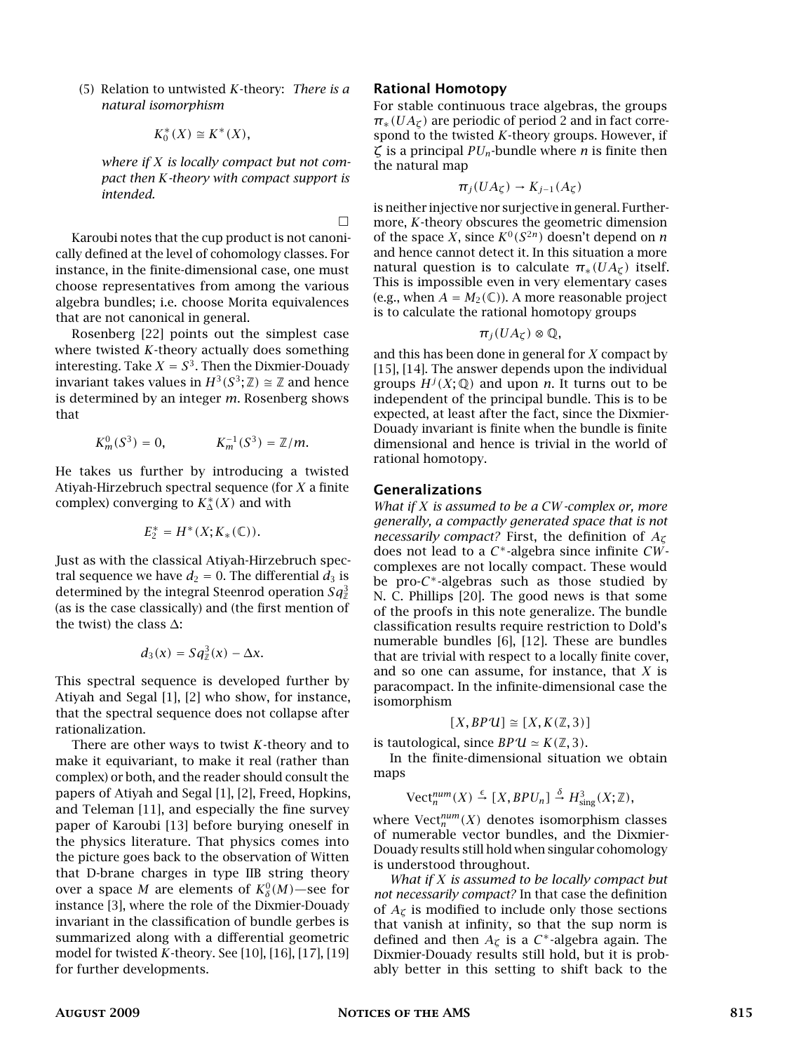(5) Relation to untwisted $K$-theory: *There is a natural isomorphism*

$$K_0^*(X) \cong K^*(X),$$

*where if $X$ is locally compact but not compact then $K$-theory with compact support is intended.*

□

Karoubi notes that the cup product is not canonically defined at the level of cohomology classes. For instance, in the finite-dimensional case, one must choose representatives from among the various algebra bundles; i.e. choose Morita equivalences that are not canonical in general.

Rosenberg [22] points out the simplest case where twisted $K$-theory actually does something interesting. Take $X = S^3$. Then the Dixmier-Douady invariant takes values in $H^3(S^3; \mathbb{Z}) \cong \mathbb{Z}$ and hence is determined by an integer $m$. Rosenberg shows that

$$K_m^0(S^3) = 0, \qquad K_m^{-1}(S^3) = \mathbb{Z}/m.$$

He takes us further by introducing a twisted Atiyah-Hirzebruch spectral sequence (for $X$ a finite complex) converging to $K_\Delta^*(X)$ and with

$$E_2^* = H^*(X; K_*(\mathbb{C})).$$

Just as with the classical Atiyah-Hirzebruch spectral sequence we have $d_2 = 0$. The differential $d_3$ is determined by the integral Steenrod operation $Sq_{\mathbb{Z}}^3$ (as is the case classically) and (the first mention of the twist) the class $\Delta$:

$$d_3(x) = Sq_{\mathbb{Z}}^3(x) - \Delta x.$$

This spectral sequence is developed further by Atiyah and Segal [1], [2] who show, for instance, that the spectral sequence does not collapse after rationalization.

There are other ways to twist $K$-theory and to make it equivariant, to make it real (rather than complex) or both, and the reader should consult the papers of Atiyah and Segal [1], [2], Freed, Hopkins, and Teleman [11], and especially the fine survey paper of Karoubi [13] before burying oneself in the physics literature. That physics comes into the picture goes back to the observation of Witten that D-brane charges in type IIB string theory over a space $M$ are elements of $K_\delta^0(M)$—see for instance [3], where the role of the Dixmier-Douady invariant in the classification of bundle gerbes is summarized along with a differential geometric model for twisted $K$-theory. See [10], [16], [17], [19] for further developments.

## Rational Homotopy

For stable continuous trace algebras, the groups $\pi_*(UA_\zeta)$ are periodic of period 2 and in fact correspond to the twisted $K$-theory groups. However, if $\zeta$ is a principal $PU_n$-bundle where $n$ is finite then the natural map

$$\pi_j(UA_\zeta) \to K_{j-1}(A_\zeta)$$

is neither injective nor surjective in general. Furthermore, $K$-theory obscures the geometric dimension of the space $X$, since $K^0(S^{2n})$ doesn't depend on $n$ and hence cannot detect it. In this situation a more natural question is to calculate $\pi_*(UA_\zeta)$ itself. This is impossible even in very elementary cases (e.g., when $A = M_2(\mathbb{C})$). A more reasonable project is to calculate the rational homotopy groups

$$\pi_j(UA_\zeta) \otimes \mathbb{Q},$$

and this has been done in general for $X$ compact by [15], [14]. The answer depends upon the individual groups $H^j(X; \mathbb{Q})$ and upon $n$. It turns out to be independent of the principal bundle. This is to be expected, at least after the fact, since the Dixmier-Douady invariant is finite when the bundle is finite dimensional and hence is trivial in the world of rational homotopy.

## Generalizations

*What if $X$ is assumed to be a CW-complex or, more generally, a compactly generated space that is not necessarily compact?* First, the definition of $A_\zeta$ does not lead to a $C^*$-algebra since infinite $CW$-complexes are not locally compact. These would be pro-$C^*$-algebras such as those studied by N. C. Phillips [20]. The good news is that some of the proofs in this note generalize. The bundle classification results require restriction to Dold's numerable bundles [6], [12]. These are bundles that are trivial with respect to a locally finite cover, and so one can assume, for instance, that $X$ is paracompact. In the infinite-dimensional case the isomorphism

$$[X, BP\mathcal{U}] \cong [X, K(\mathbb{Z}, 3)]$$

is tautological, since $BP\mathcal{U} \simeq K(\mathbb{Z}, 3)$.

In the finite-dimensional situation we obtain maps

$$\mathrm{Vect}_n^{num}(X) \xrightarrow{\epsilon} [X, BPU_n] \xrightarrow{\delta} H^3_{\mathrm{sing}}(X; \mathbb{Z}),$$

where $\mathrm{Vect}_n^{num}(X)$ denotes isomorphism classes of numerable vector bundles, and the Dixmier-Douady results still hold when singular cohomology is understood throughout.

*What if $X$ is assumed to be locally compact but not necessarily compact?* In that case the definition of $A_\zeta$ is modified to include only those sections that vanish at infinity, so that the sup norm is defined and then $A_\zeta$ is a $C^*$-algebra again. The Dixmier-Douady results still hold, but it is probably better in this setting to shift back to the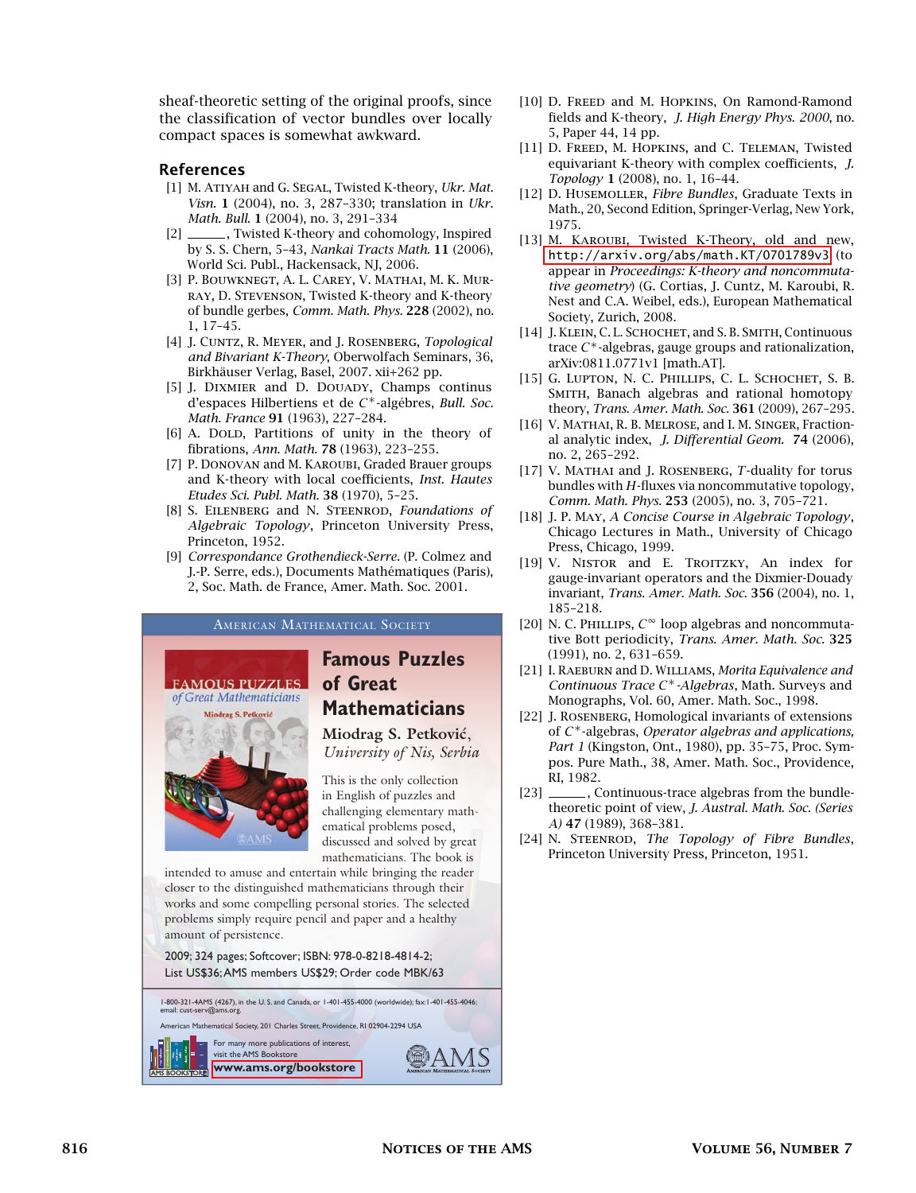sheaf-theoretic setting of the original proofs, since the classification of vector bundles over locally compact spaces is somewhat awkward.

## References

[1] M. Atiyah and G. Segal, Twisted K-theory, *Ukr. Mat. Visn.* **1** (2004), no. 3, 287–330; translation in *Ukr. Math. Bull.* **1** (2004), no. 3, 291–334

[2] ______, Twisted K-theory and cohomology, Inspired by S. S. Chern, 5–43, *Nankai Tracts Math.* **11** (2006), World Sci. Publ., Hackensack, NJ, 2006.

[3] P. Bouwknegt, A. L. Carey, V. Mathai, M. K. Murray, D. Stevenson, Twisted K-theory and K-theory of bundle gerbes, *Comm. Math. Phys.* **228** (2002), no. 1, 17–45.

[4] J. Cuntz, R. Meyer, and J. Rosenberg, *Topological and Bivariant K-Theory*, Oberwolfach Seminars, 36, Birkhäuser Verlag, Basel, 2007. xii+262 pp.

[5] J. Dixmier and D. Douady, Champs continus d'espaces Hilbertiens et de $C^*$-algébres, *Bull. Soc. Math. France* **91** (1963), 227–284.

[6] A. Dold, Partitions of unity in the theory of fibrations, *Ann. Math.* **78** (1963), 223–255.

[7] P. Donovan and M. Karoubi, Graded Brauer groups and K-theory with local coefficients, *Inst. Hautes Etudes Sci. Publ. Math.* **38** (1970), 5–25.

[8] S. Eilenberg and N. Steenrod, *Foundations of Algebraic Topology*, Princeton University Press, Princeton, 1952.

[9] *Correspondance Grothendieck-Serre.* (P. Colmez and J.-P. Serre, eds.), Documents Mathématiques (Paris), 2, Soc. Math. de France, Amer. Math. Soc. 2001.

[10] D. Freed and M. Hopkins, On Ramond-Ramond fields and K-theory, *J. High Energy Phys. 2000*, no. 5, Paper 44, 14 pp.

[11] D. Freed, M. Hopkins, and C. Teleman, Twisted equivariant K-theory with complex coefficients, *J. Topology* **1** (2008), no. 1, 16–44.

[12] D. Husemoller, *Fibre Bundles*, Graduate Texts in Math., 20, Second Edition, Springer-Verlag, New York, 1975.

[13] M. Karoubi, Twisted K-Theory, old and new, http://arxiv.org/abs/math.KT/0701789v3 (to appear in *Proceedings: K-theory and noncommutative geometry*) (G. Cortias, J. Cuntz, M. Karoubi, R. Nest and C.A. Weibel, eds.), European Mathematical Society, Zurich, 2008.

[14] J. Klein, C. L. Schochet, and S. B. Smith, Continuous trace $C^*$-algebras, gauge groups and rationalization, arXiv:0811.0771v1 [math.AT].

[15] G. Lupton, N. C. Phillips, C. L. Schochet, S. B. Smith, Banach algebras and rational homotopy theory, *Trans. Amer. Math. Soc.* **361** (2009), 267–295.

[16] V. Mathai, R. B. Melrose, and I. M. Singer, Fractional analytic index, *J. Differential Geom.* **74** (2006), no. 2, 265–292.

[17] V. Mathai and J. Rosenberg, *T*-duality for torus bundles with *H*-fluxes via noncommutative topology, *Comm. Math. Phys.* **253** (2005), no. 3, 705–721.

[18] J. P. May, *A Concise Course in Algebraic Topology*, Chicago Lectures in Math., University of Chicago Press, Chicago, 1999.

[19] V. Nistor and E. Troitzky, An index for gauge-invariant operators and the Dixmier-Douady invariant, *Trans. Amer. Math. Soc.* **356** (2004), no. 1, 185–218.

[20] N. C. Phillips, $C^\infty$ loop algebras and noncommutative Bott periodicity, *Trans. Amer. Math. Soc.* **325** (1991), no. 2, 631–659.

[21] I. Raeburn and D. Williams, *Morita Equivalence and Continuous Trace $C^*$-Algebras*, Math. Surveys and Monographs, Vol. 60, Amer. Math. Soc., 1998.

[22] J. Rosenberg, Homological invariants of extensions of $C^*$-algebras, *Operator algebras and applications, Part 1* (Kingston, Ont., 1980), pp. 35–75, Proc. Sympos. Pure Math., 38, Amer. Math. Soc., Providence, RI, 1982.

[23] ______, Continuous-trace algebras from the bundle-theoretic point of view, *J. Austral. Math. Soc. (Series A)* **47** (1989), 368–381.

[24] N. Steenrod, *The Topology of Fibre Bundles*, Princeton University Press, Princeton, 1951.

American Mathematical Society

**Famous Puzzles of Great Mathematicians**

**Miodrag S. Petković**, *University of Nis, Serbia*

This is the only collection in English of puzzles and challenging elementary mathematical problems posed, discussed and solved by great mathematicians. The book is intended to amuse and entertain while bringing the reader closer to the distinguished mathematicians through their works and some compelling personal stories. The selected problems simply require pencil and paper and a healthy amount of persistence.

2009; 324 pages; Softcover; ISBN: 978-0-8218-4814-2; List US$36; AMS members US$29; Order code MBK/63

1-800-321-4AMS (4267), in the U. S. and Canada, or 1-401-455-4000 (worldwide); fax:1-401-455-4046; email: cust-serv@ams.org.

American Mathematical Society, 201 Charles Street, Providence, RI 02904-2294 USA

For many more publications of interest, visit the AMS Bookstore

www.ams.org/bookstore